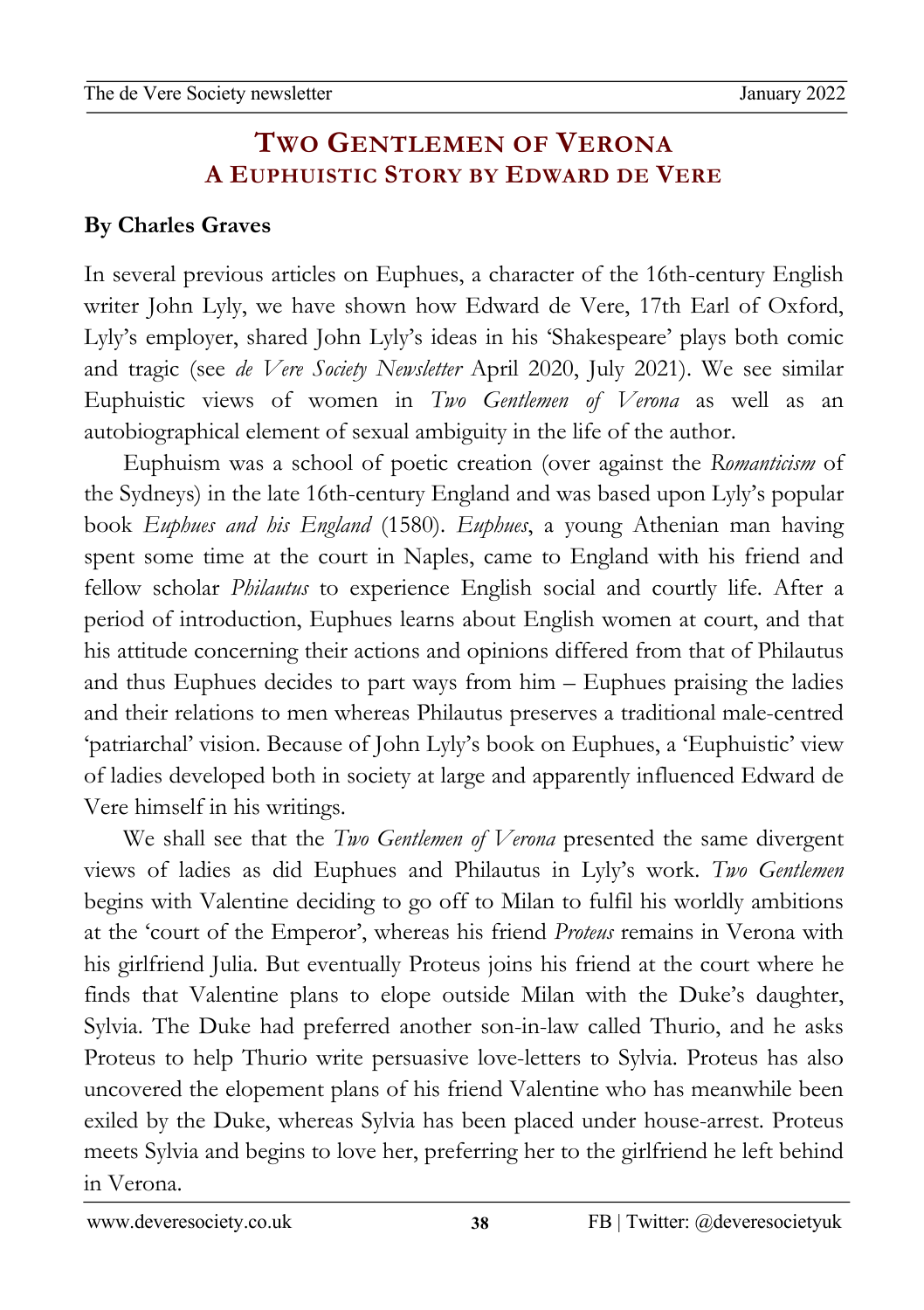# Two Gentlemen of Verona
## A Euphuistic Story by Edward de Vere

**By Charles Graves**

In several previous articles on Euphues, a character of the 16th-century English writer John Lyly, we have shown how Edward de Vere, 17th Earl of Oxford, Lyly's employer, shared John Lyly's ideas in his 'Shakespeare' plays both comic and tragic (see *de Vere Society Newsletter* April 2020, July 2021). We see similar Euphuistic views of women in *Two Gentlemen of Verona* as well as an autobiographical element of sexual ambiguity in the life of the author.

Euphuism was a school of poetic creation (over against the *Romanticism* of the Sydneys) in the late 16th-century England and was based upon Lyly's popular book *Euphues and his England* (1580). *Euphues*, a young Athenian man having spent some time at the court in Naples, came to England with his friend and fellow scholar *Philautus* to experience English social and courtly life. After a period of introduction, Euphues learns about English women at court, and that his attitude concerning their actions and opinions differed from that of Philautus and thus Euphues decides to part ways from him – Euphues praising the ladies and their relations to men whereas Philautus preserves a traditional male-centred 'patriarchal' vision. Because of John Lyly's book on Euphues, a 'Euphuistic' view of ladies developed both in society at large and apparently influenced Edward de Vere himself in his writings.

We shall see that the *Two Gentlemen of Verona* presented the same divergent views of ladies as did Euphues and Philautus in Lyly's work. *Two Gentlemen* begins with Valentine deciding to go off to Milan to fulfil his worldly ambitions at the 'court of the Emperor', whereas his friend *Proteus* remains in Verona with his girlfriend Julia. But eventually Proteus joins his friend at the court where he finds that Valentine plans to elope outside Milan with the Duke's daughter, Sylvia. The Duke had preferred another son-in-law called Thurio, and he asks Proteus to help Thurio write persuasive love-letters to Sylvia. Proteus has also uncovered the elopement plans of his friend Valentine who has meanwhile been exiled by the Duke, whereas Sylvia has been placed under house-arrest. Proteus meets Sylvia and begins to love her, preferring her to the girlfriend he left behind in Verona.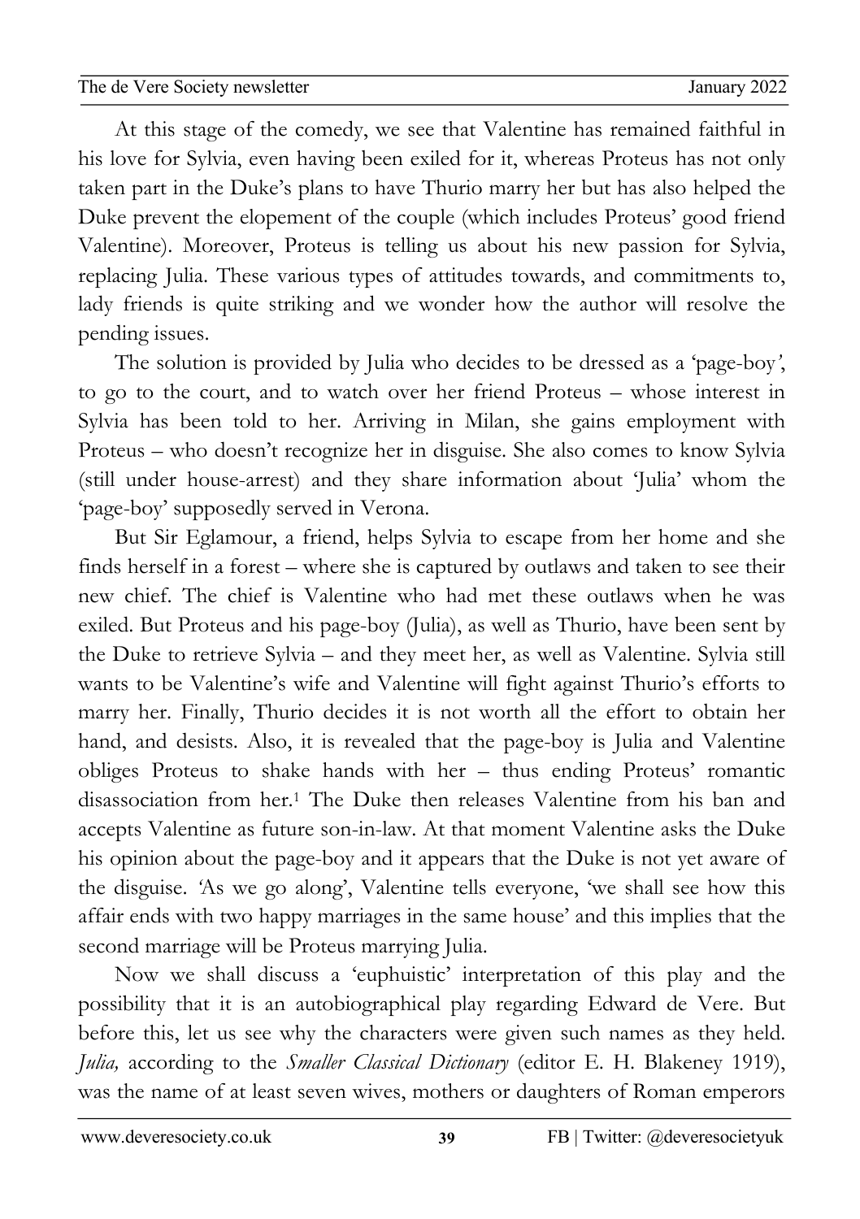At this stage of the comedy, we see that Valentine has remained faithful in his love for Sylvia, even having been exiled for it, whereas Proteus has not only taken part in the Duke's plans to have Thurio marry her but has also helped the Duke prevent the elopement of the couple (which includes Proteus' good friend Valentine). Moreover, Proteus is telling us about his new passion for Sylvia, replacing Julia. These various types of attitudes towards, and commitments to, lady friends is quite striking and we wonder how the author will resolve the pending issues.

The solution is provided by Julia who decides to be dressed as a 'page-boy', to go to the court, and to watch over her friend Proteus – whose interest in Sylvia has been told to her. Arriving in Milan, she gains employment with Proteus – who doesn't recognize her in disguise. She also comes to know Sylvia (still under house-arrest) and they share information about 'Julia' whom the 'page-boy' supposedly served in Verona.

But Sir Eglamour, a friend, helps Sylvia to escape from her home and she finds herself in a forest – where she is captured by outlaws and taken to see their new chief. The chief is Valentine who had met these outlaws when he was exiled. But Proteus and his page-boy (Julia), as well as Thurio, have been sent by the Duke to retrieve Sylvia – and they meet her, as well as Valentine. Sylvia still wants to be Valentine's wife and Valentine will fight against Thurio's efforts to marry her. Finally, Thurio decides it is not worth all the effort to obtain her hand, and desists. Also, it is revealed that the page-boy is Julia and Valentine obliges Proteus to shake hands with her – thus ending Proteus' romantic disassociation from her.[1] The Duke then releases Valentine from his ban and accepts Valentine as future son-in-law. At that moment Valentine asks the Duke his opinion about the page-boy and it appears that the Duke is not yet aware of the disguise. 'As we go along', Valentine tells everyone, 'we shall see how this affair ends with two happy marriages in the same house' and this implies that the second marriage will be Proteus marrying Julia.

Now we shall discuss a 'euphuistic' interpretation of this play and the possibility that it is an autobiographical play regarding Edward de Vere. But before this, let us see why the characters were given such names as they held. *Julia,* according to the *Smaller Classical Dictionary* (editor E. H. Blakeney 1919), was the name of at least seven wives, mothers or daughters of Roman emperors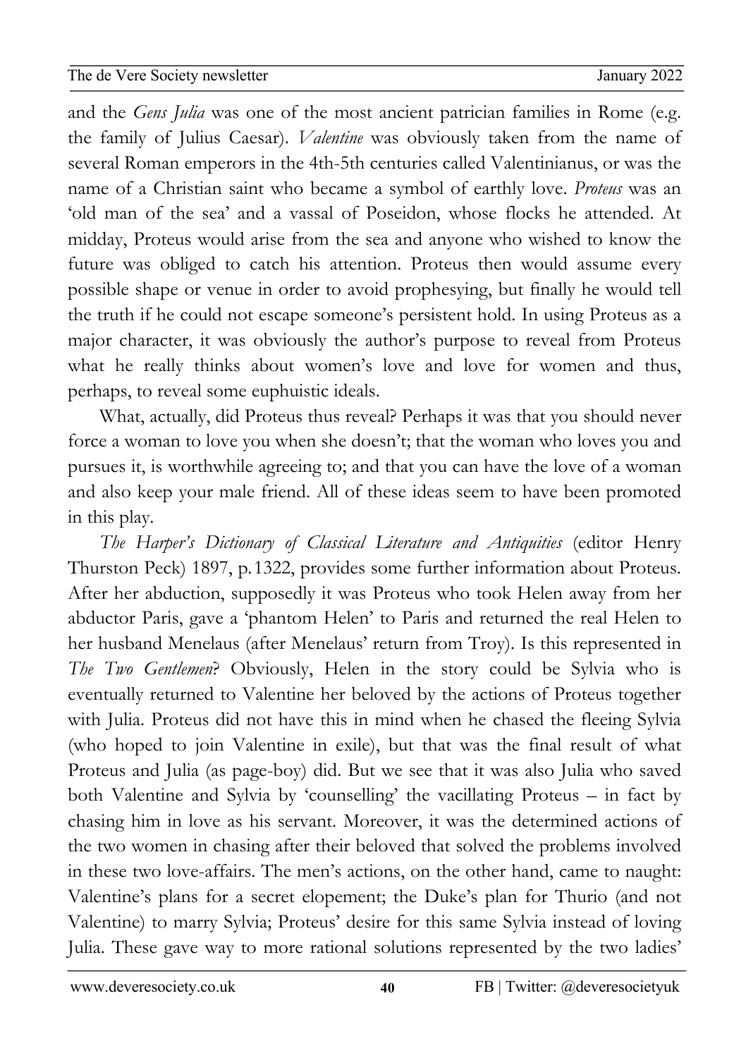and the *Gens Julia* was one of the most ancient patrician families in Rome (e.g. the family of Julius Caesar). *Valentine* was obviously taken from the name of several Roman emperors in the 4th-5th centuries called Valentinianus, or was the name of a Christian saint who became a symbol of earthly love. *Proteus* was an 'old man of the sea' and a vassal of Poseidon, whose flocks he attended. At midday, Proteus would arise from the sea and anyone who wished to know the future was obliged to catch his attention. Proteus then would assume every possible shape or venue in order to avoid prophesying, but finally he would tell the truth if he could not escape someone's persistent hold. In using Proteus as a major character, it was obviously the author's purpose to reveal from Proteus what he really thinks about women's love and love for women and thus, perhaps, to reveal some euphuistic ideals.

What, actually, did Proteus thus reveal? Perhaps it was that you should never force a woman to love you when she doesn't; that the woman who loves you and pursues it, is worthwhile agreeing to; and that you can have the love of a woman and also keep your male friend. All of these ideas seem to have been promoted in this play.

*The Harper's Dictionary of Classical Literature and Antiquities* (editor Henry Thurston Peck) 1897, p. 1322, provides some further information about Proteus. After her abduction, supposedly it was Proteus who took Helen away from her abductor Paris, gave a 'phantom Helen' to Paris and returned the real Helen to her husband Menelaus (after Menelaus' return from Troy). Is this represented in *The Two Gentlemen*? Obviously, Helen in the story could be Sylvia who is eventually returned to Valentine her beloved by the actions of Proteus together with Julia. Proteus did not have this in mind when he chased the fleeing Sylvia (who hoped to join Valentine in exile), but that was the final result of what Proteus and Julia (as page-boy) did. But we see that it was also Julia who saved both Valentine and Sylvia by 'counselling' the vacillating Proteus – in fact by chasing him in love as his servant. Moreover, it was the determined actions of the two women in chasing after their beloved that solved the problems involved in these two love-affairs. The men's actions, on the other hand, came to naught: Valentine's plans for a secret elopement; the Duke's plan for Thurio (and not Valentine) to marry Sylvia; Proteus' desire for this same Sylvia instead of loving Julia. These gave way to more rational solutions represented by the two ladies'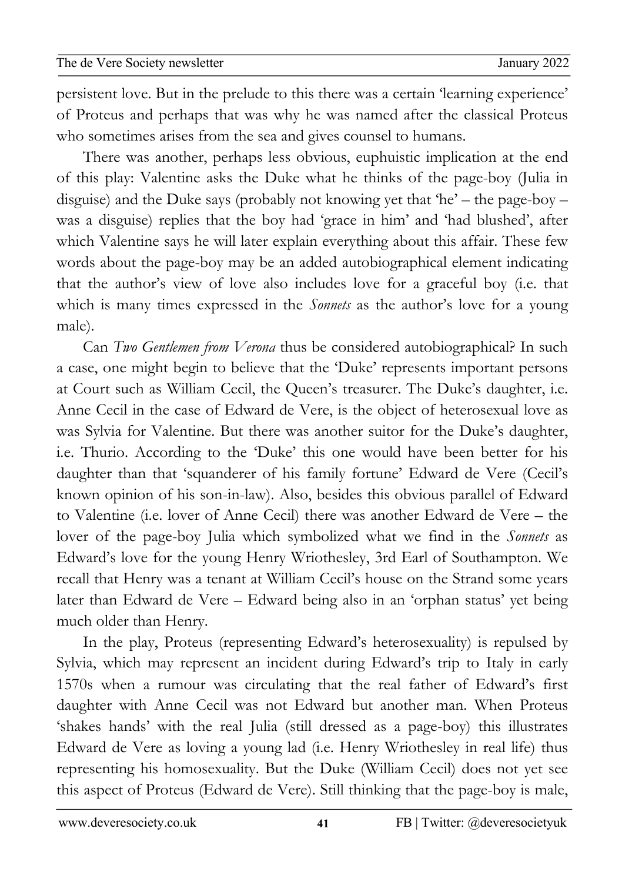persistent love. But in the prelude to this there was a certain 'learning experience' of Proteus and perhaps that was why he was named after the classical Proteus who sometimes arises from the sea and gives counsel to humans.

There was another, perhaps less obvious, euphuistic implication at the end of this play: Valentine asks the Duke what he thinks of the page-boy (Julia in disguise) and the Duke says (probably not knowing yet that 'he' – the page-boy – was a disguise) replies that the boy had 'grace in him' and 'had blushed', after which Valentine says he will later explain everything about this affair. These few words about the page-boy may be an added autobiographical element indicating that the author's view of love also includes love for a graceful boy (i.e. that which is many times expressed in the *Sonnets* as the author's love for a young male).

Can *Two Gentlemen from Verona* thus be considered autobiographical? In such a case, one might begin to believe that the 'Duke' represents important persons at Court such as William Cecil, the Queen's treasurer. The Duke's daughter, i.e. Anne Cecil in the case of Edward de Vere, is the object of heterosexual love as was Sylvia for Valentine. But there was another suitor for the Duke's daughter, i.e. Thurio. According to the 'Duke' this one would have been better for his daughter than that 'squanderer of his family fortune' Edward de Vere (Cecil's known opinion of his son-in-law). Also, besides this obvious parallel of Edward to Valentine (i.e. lover of Anne Cecil) there was another Edward de Vere – the lover of the page-boy Julia which symbolized what we find in the *Sonnets* as Edward's love for the young Henry Wriothesley, 3rd Earl of Southampton. We recall that Henry was a tenant at William Cecil's house on the Strand some years later than Edward de Vere – Edward being also in an 'orphan status' yet being much older than Henry.

In the play, Proteus (representing Edward's heterosexuality) is repulsed by Sylvia, which may represent an incident during Edward's trip to Italy in early 1570s when a rumour was circulating that the real father of Edward's first daughter with Anne Cecil was not Edward but another man. When Proteus 'shakes hands' with the real Julia (still dressed as a page-boy) this illustrates Edward de Vere as loving a young lad (i.e. Henry Wriothesley in real life) thus representing his homosexuality. But the Duke (William Cecil) does not yet see this aspect of Proteus (Edward de Vere). Still thinking that the page-boy is male,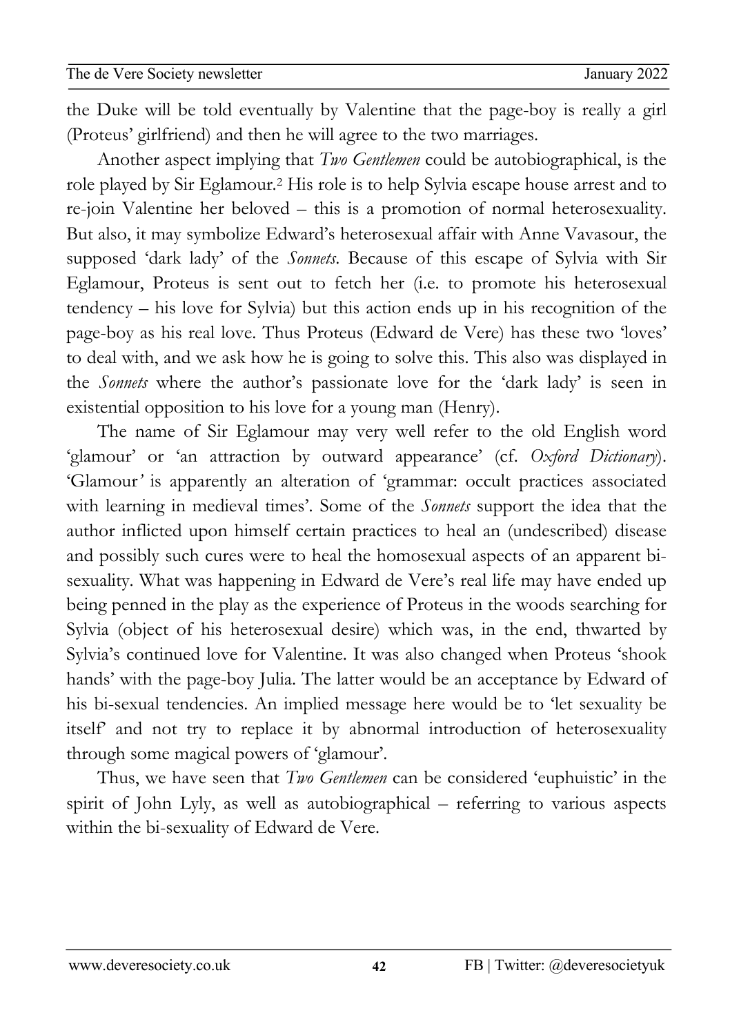the Duke will be told eventually by Valentine that the page-boy is really a girl (Proteus' girlfriend) and then he will agree to the two marriages.

Another aspect implying that *Two Gentlemen* could be autobiographical, is the role played by Sir Eglamour.[2] His role is to help Sylvia escape house arrest and to re-join Valentine her beloved – this is a promotion of normal heterosexuality. But also, it may symbolize Edward's heterosexual affair with Anne Vavasour, the supposed 'dark lady' of the *Sonnets*. Because of this escape of Sylvia with Sir Eglamour, Proteus is sent out to fetch her (i.e. to promote his heterosexual tendency – his love for Sylvia) but this action ends up in his recognition of the page-boy as his real love. Thus Proteus (Edward de Vere) has these two 'loves' to deal with, and we ask how he is going to solve this. This also was displayed in the *Sonnets* where the author's passionate love for the 'dark lady' is seen in existential opposition to his love for a young man (Henry).

The name of Sir Eglamour may very well refer to the old English word 'glamour' or 'an attraction by outward appearance' (cf. *Oxford Dictionary*). 'Glamour' is apparently an alteration of 'grammar: occult practices associated with learning in medieval times'. Some of the *Sonnets* support the idea that the author inflicted upon himself certain practices to heal an (undescribed) disease and possibly such cures were to heal the homosexual aspects of an apparent bi-sexuality. What was happening in Edward de Vere's real life may have ended up being penned in the play as the experience of Proteus in the woods searching for Sylvia (object of his heterosexual desire) which was, in the end, thwarted by Sylvia's continued love for Valentine. It was also changed when Proteus 'shook hands' with the page-boy Julia. The latter would be an acceptance by Edward of his bi-sexual tendencies. An implied message here would be to 'let sexuality be itself' and not try to replace it by abnormal introduction of heterosexuality through some magical powers of 'glamour'.

Thus, we have seen that *Two Gentlemen* can be considered 'euphuistic' in the spirit of John Lyly, as well as autobiographical – referring to various aspects within the bi-sexuality of Edward de Vere.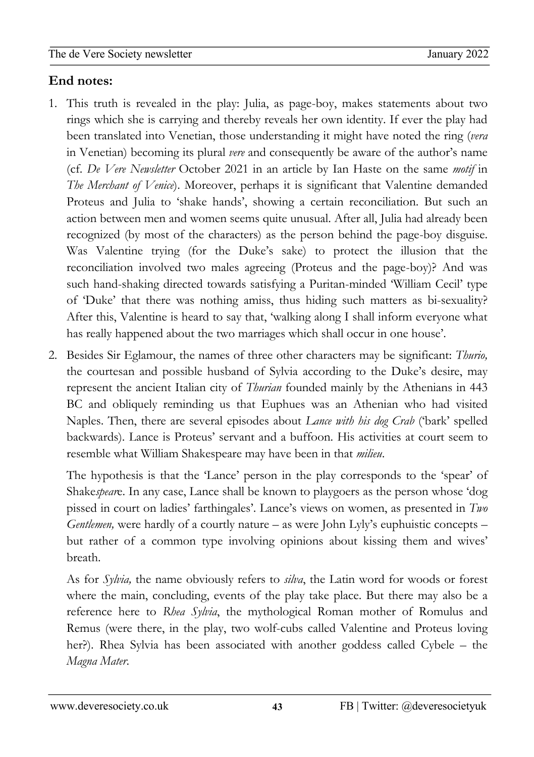## End notes:

1. This truth is revealed in the play: Julia, as page-boy, makes statements about two rings which she is carrying and thereby reveals her own identity. If ever the play had been translated into Venetian, those understanding it might have noted the ring (*vera* in Venetian) becoming its plural *vere* and consequently be aware of the author's name (cf. *De Vere Newsletter* October 2021 in an article by Ian Haste on the same *motif* in *The Merchant of Venice*). Moreover, perhaps it is significant that Valentine demanded Proteus and Julia to 'shake hands', showing a certain reconciliation. But such an action between men and women seems quite unusual. After all, Julia had already been recognized (by most of the characters) as the person behind the page-boy disguise. Was Valentine trying (for the Duke's sake) to protect the illusion that the reconciliation involved two males agreeing (Proteus and the page-boy)? And was such hand-shaking directed towards satisfying a Puritan-minded 'William Cecil' type of 'Duke' that there was nothing amiss, thus hiding such matters as bi-sexuality? After this, Valentine is heard to say that, 'walking along I shall inform everyone what has really happened about the two marriages which shall occur in one house'.

2. Besides Sir Eglamour, the names of three other characters may be significant: *Thurio,* the courtesan and possible husband of Sylvia according to the Duke's desire, may represent the ancient Italian city of *Thurian* founded mainly by the Athenians in 443 BC and obliquely reminding us that Euphues was an Athenian who had visited Naples. Then, there are several episodes about *Lance with his dog Crab* ('bark' spelled backwards). Lance is Proteus' servant and a buffoon. His activities at court seem to resemble what William Shakespeare may have been in that *milieu*.

   The hypothesis is that the 'Lance' person in the play corresponds to the 'spear' of Shake*spear*e. In any case, Lance shall be known to playgoers as the person whose 'dog pissed in court on ladies' farthingales'. Lance's views on women, as presented in *Two Gentlemen,* were hardly of a courtly nature – as were John Lyly's euphuistic concepts – but rather of a common type involving opinions about kissing them and wives' breath.

   As for *Sylvia,* the name obviously refers to *silva*, the Latin word for woods or forest where the main, concluding, events of the play take place. But there may also be a reference here to *Rhea Sylvia*, the mythological Roman mother of Romulus and Remus (were there, in the play, two wolf-cubs called Valentine and Proteus loving her?). Rhea Sylvia has been associated with another goddess called Cybele – the *Magna Mater*.